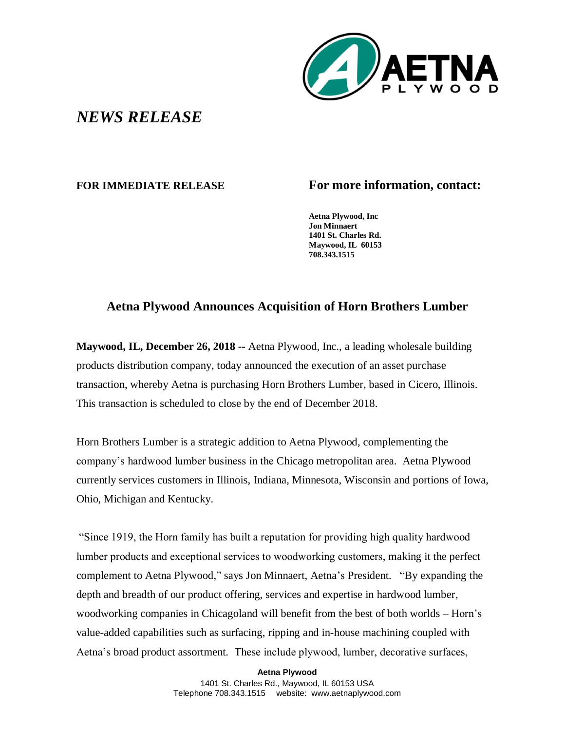*NEWS RELEASE*

**FOR IMMEDIATE RELEASE**

**For more information, contact:**

**Aetna Plywood, Inc**
**Jon Minnaert**
**1401 St. Charles Rd.**
**Maywood, IL 60153**
**708.343.1515**

## Aetna Plywood Announces Acquisition of Horn Brothers Lumber

**Maywood, IL, December 26, 2018 --** Aetna Plywood, Inc., a leading wholesale building products distribution company, today announced the execution of an asset purchase transaction, whereby Aetna is purchasing Horn Brothers Lumber, based in Cicero, Illinois. This transaction is scheduled to close by the end of December 2018.

Horn Brothers Lumber is a strategic addition to Aetna Plywood, complementing the company's hardwood lumber business in the Chicago metropolitan area. Aetna Plywood currently services customers in Illinois, Indiana, Minnesota, Wisconsin and portions of Iowa, Ohio, Michigan and Kentucky.

"Since 1919, the Horn family has built a reputation for providing high quality hardwood lumber products and exceptional services to woodworking customers, making it the perfect complement to Aetna Plywood," says Jon Minnaert, Aetna's President. "By expanding the depth and breadth of our product offering, services and expertise in hardwood lumber, woodworking companies in Chicagoland will benefit from the best of both worlds – Horn's value-added capabilities such as surfacing, ripping and in-house machining coupled with Aetna's broad product assortment. These include plywood, lumber, decorative surfaces,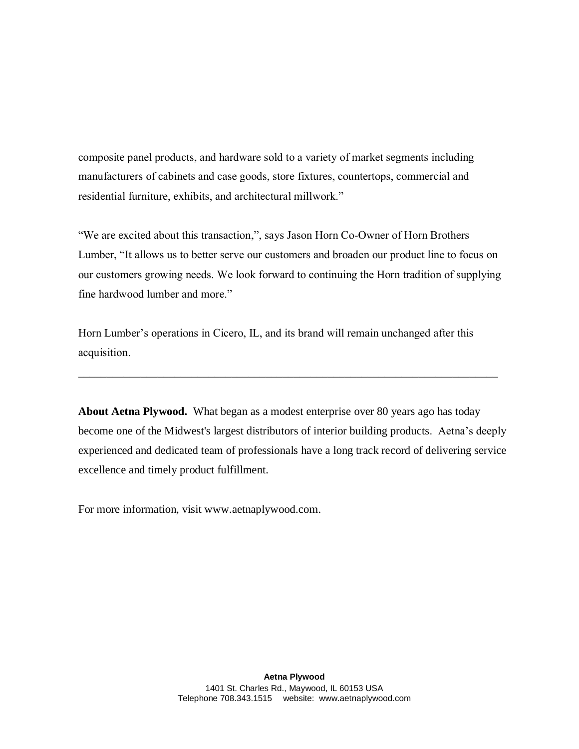composite panel products, and hardware sold to a variety of market segments including manufacturers of cabinets and case goods, store fixtures, countertops, commercial and residential furniture, exhibits, and architectural millwork."

"We are excited about this transaction,", says Jason Horn Co-Owner of Horn Brothers Lumber, "It allows us to better serve our customers and broaden our product line to focus on our customers growing needs. We look forward to continuing the Horn tradition of supplying fine hardwood lumber and more."

Horn Lumber's operations in Cicero, IL, and its brand will remain unchanged after this acquisition.

---

**About Aetna Plywood.** What began as a modest enterprise over 80 years ago has today become one of the Midwest's largest distributors of interior building products. Aetna's deeply experienced and dedicated team of professionals have a long track record of delivering service excellence and timely product fulfillment.

For more information, visit www.aetnaplywood.com.

**Aetna Plywood**
1401 St. Charles Rd., Maywood, IL 60153 USA
Telephone 708.343.1515 website: www.aetnaplywood.com